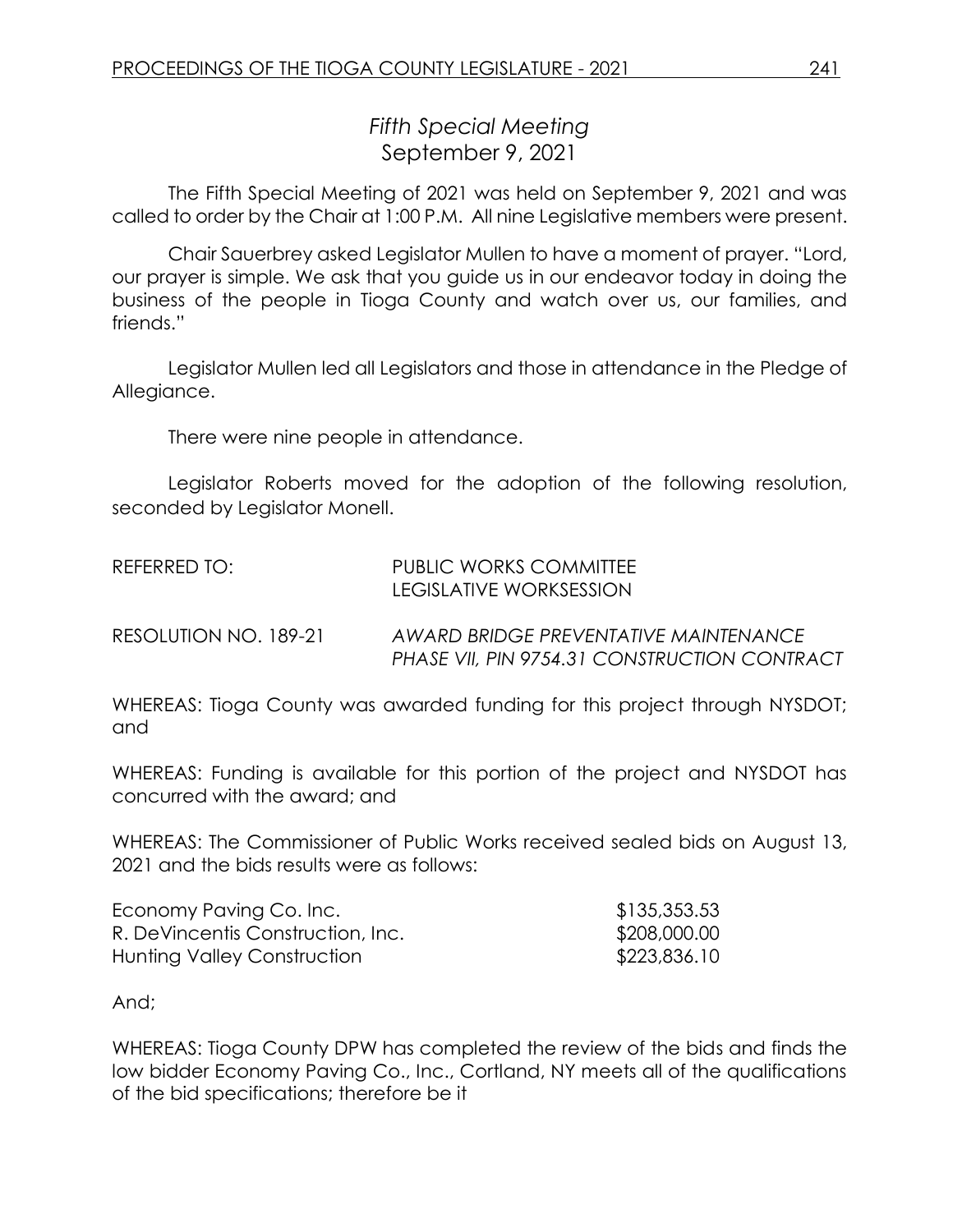# *Fifth Special Meeting*
## September 9, 2021

The Fifth Special Meeting of 2021 was held on September 9, 2021 and was called to order by the Chair at 1:00 P.M. All nine Legislative members were present.

Chair Sauerbrey asked Legislator Mullen to have a moment of prayer. "Lord, our prayer is simple. We ask that you guide us in our endeavor today in doing the business of the people in Tioga County and watch over us, our families, and friends."

Legislator Mullen led all Legislators and those in attendance in the Pledge of Allegiance.

There were nine people in attendance.

Legislator Roberts moved for the adoption of the following resolution, seconded by Legislator Monell.

REFERRED TO: PUBLIC WORKS COMMITTEE
LEGISLATIVE WORKSESSION

RESOLUTION NO. 189-21 *AWARD BRIDGE PREVENTATIVE MAINTENANCE PHASE VII, PIN 9754.31 CONSTRUCTION CONTRACT*

WHEREAS: Tioga County was awarded funding for this project through NYSDOT; and

WHEREAS: Funding is available for this portion of the project and NYSDOT has concurred with the award; and

WHEREAS: The Commissioner of Public Works received sealed bids on August 13, 2021 and the bids results were as follows:

| | |
|---|---|
| Economy Paving Co. Inc. | \$135,353.53 |
| R. DeVincentis Construction, Inc. | \$208,000.00 |
| Hunting Valley Construction | \$223,836.10 |

And;

WHEREAS: Tioga County DPW has completed the review of the bids and finds the low bidder Economy Paving Co., Inc., Cortland, NY meets all of the qualifications of the bid specifications; therefore be it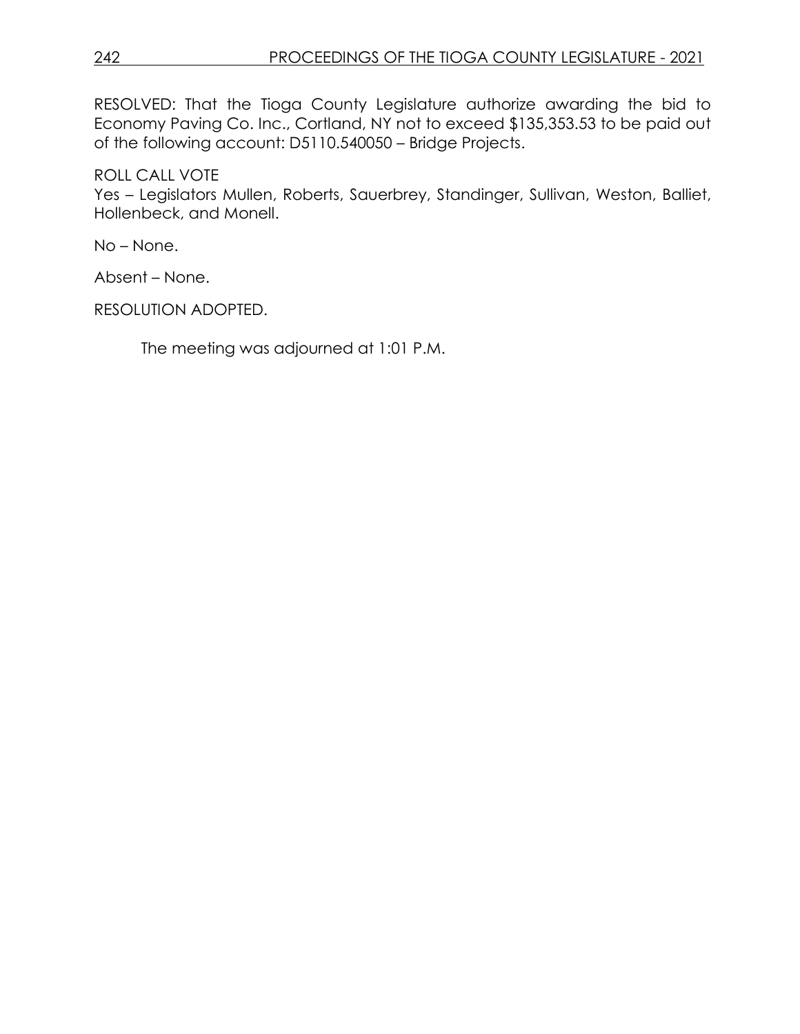RESOLVED: That the Tioga County Legislature authorize awarding the bid to Economy Paving Co. Inc., Cortland, NY not to exceed $135,353.53 to be paid out of the following account: D5110.540050 – Bridge Projects.

ROLL CALL VOTE
Yes – Legislators Mullen, Roberts, Sauerbrey, Standinger, Sullivan, Weston, Balliet, Hollenbeck, and Monell.

No – None.

Absent – None.

RESOLUTION ADOPTED.

The meeting was adjourned at 1:01 P.M.